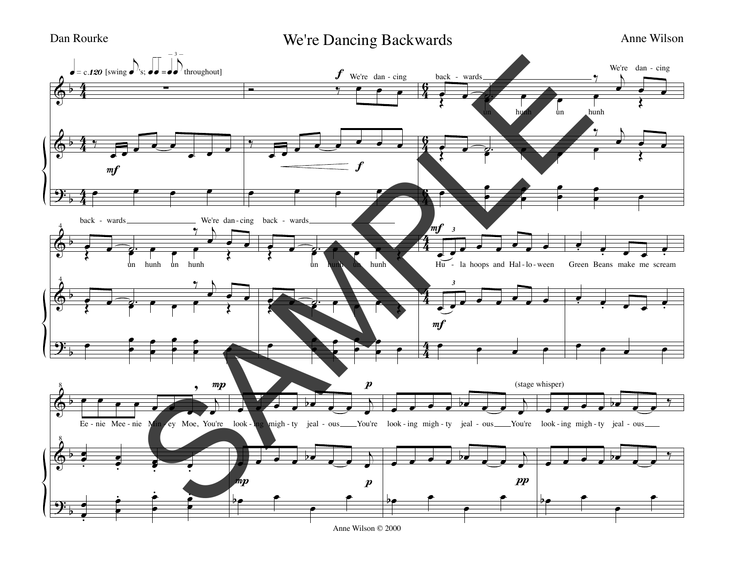Dan Rourke

# We're Dancing Backwards

Anne Wilson

Anne Wilson © 2000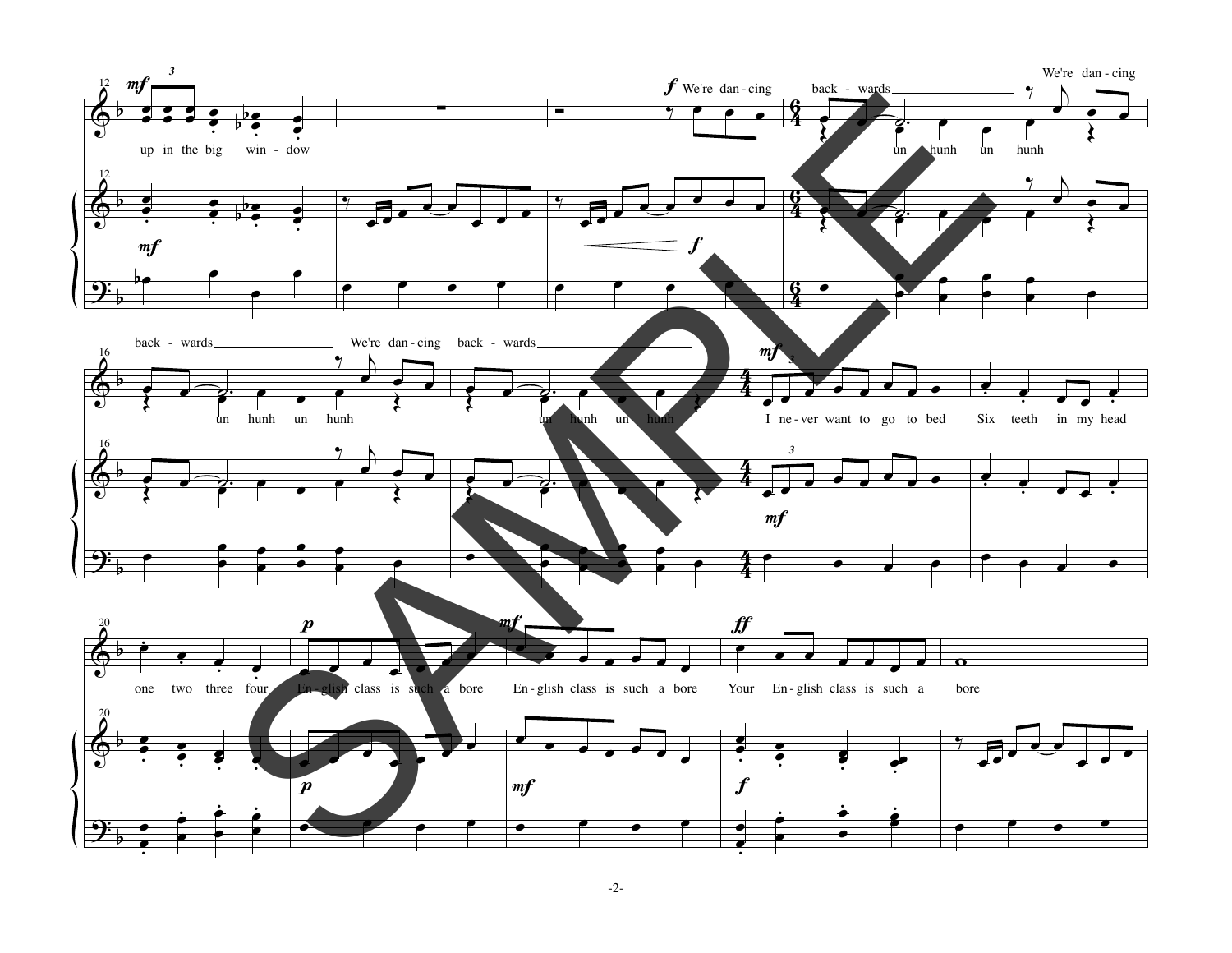up in the big win - dow

We're dan - cing back - wards

un hunh un hunh

We're dan - cing back - wards

We're dan - cing back - wards

un hunh un hunh

un hunh un hunh

I ne - ver want to go to bed Six teeth in my head

one two three four En - glish class is such a bore En - glish class is such a bore Your En - glish class is such a bore